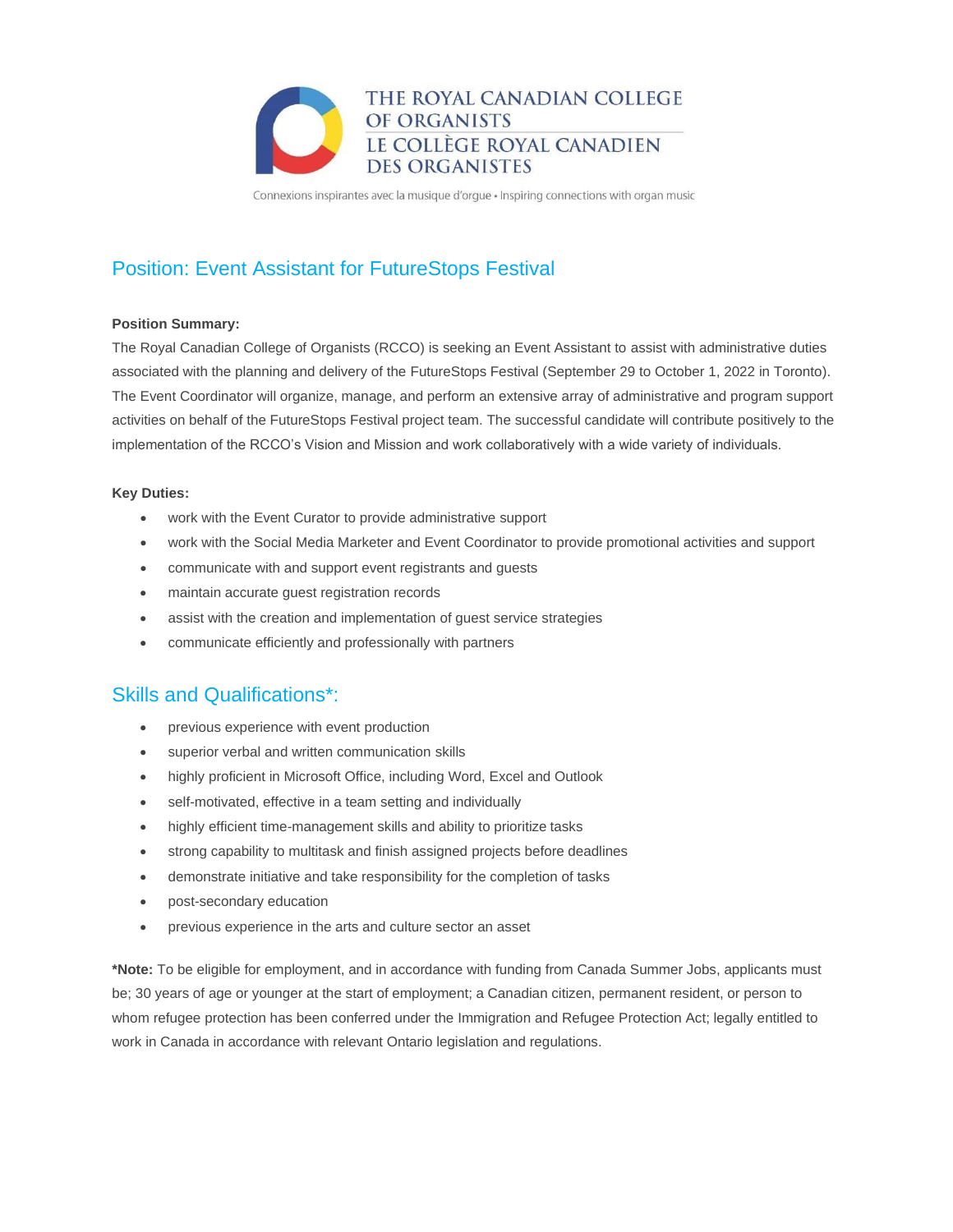THE ROYAL CANADIAN COLLEGE OF ORGANISTS
LE COLLÈGE ROYAL CANADIEN DES ORGANISTES

Connexions inspirantes avec la musique d'orgue • Inspiring connections with organ music

## Position: Event Assistant for FutureStops Festival

**Position Summary:**

The Royal Canadian College of Organists (RCCO) is seeking an Event Assistant to assist with administrative duties associated with the planning and delivery of the FutureStops Festival (September 29 to October 1, 2022 in Toronto). The Event Coordinator will organize, manage, and perform an extensive array of administrative and program support activities on behalf of the FutureStops Festival project team. The successful candidate will contribute positively to the implementation of the RCCO's Vision and Mission and work collaboratively with a wide variety of individuals.

**Key Duties:**

- work with the Event Curator to provide administrative support
- work with the Social Media Marketer and Event Coordinator to provide promotional activities and support
- communicate with and support event registrants and guests
- maintain accurate guest registration records
- assist with the creation and implementation of guest service strategies
- communicate efficiently and professionally with partners

## Skills and Qualifications*:

- previous experience with event production
- superior verbal and written communication skills
- highly proficient in Microsoft Office, including Word, Excel and Outlook
- self-motivated, effective in a team setting and individually
- highly efficient time-management skills and ability to prioritize tasks
- strong capability to multitask and finish assigned projects before deadlines
- demonstrate initiative and take responsibility for the completion of tasks
- post-secondary education
- previous experience in the arts and culture sector an asset

***Note:** To be eligible for employment, and in accordance with funding from Canada Summer Jobs, applicants must be; 30 years of age or younger at the start of employment; a Canadian citizen, permanent resident, or person to whom refugee protection has been conferred under the Immigration and Refugee Protection Act; legally entitled to work in Canada in accordance with relevant Ontario legislation and regulations.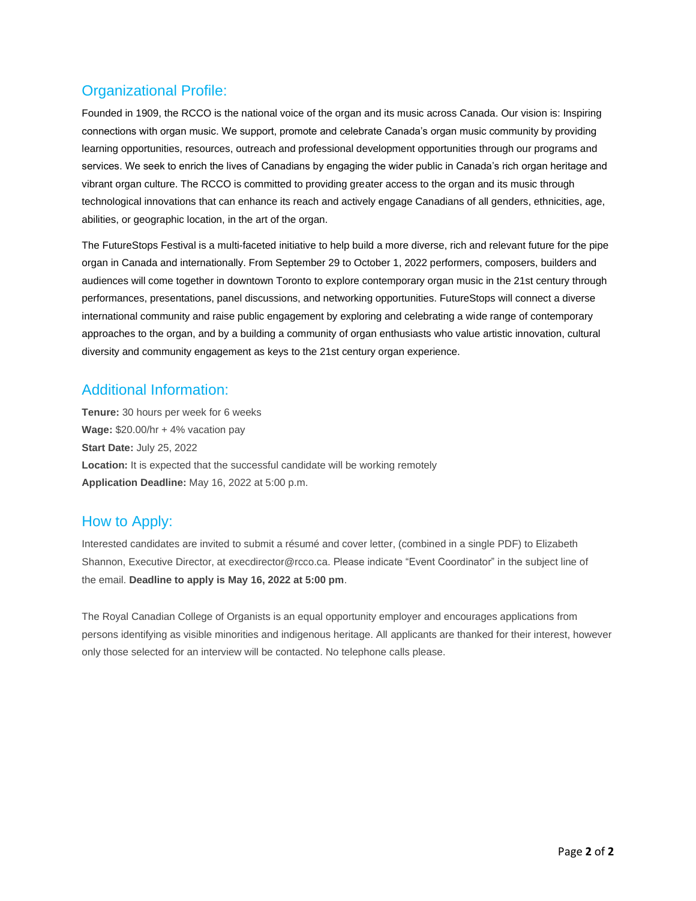## Organizational Profile:

Founded in 1909, the RCCO is the national voice of the organ and its music across Canada. Our vision is: Inspiring connections with organ music. We support, promote and celebrate Canada's organ music community by providing learning opportunities, resources, outreach and professional development opportunities through our programs and services. We seek to enrich the lives of Canadians by engaging the wider public in Canada's rich organ heritage and vibrant organ culture. The RCCO is committed to providing greater access to the organ and its music through technological innovations that can enhance its reach and actively engage Canadians of all genders, ethnicities, age, abilities, or geographic location, in the art of the organ.

The FutureStops Festival is a multi-faceted initiative to help build a more diverse, rich and relevant future for the pipe organ in Canada and internationally. From September 29 to October 1, 2022 performers, composers, builders and audiences will come together in downtown Toronto to explore contemporary organ music in the 21st century through performances, presentations, panel discussions, and networking opportunities. FutureStops will connect a diverse international community and raise public engagement by exploring and celebrating a wide range of contemporary approaches to the organ, and by a building a community of organ enthusiasts who value artistic innovation, cultural diversity and community engagement as keys to the 21st century organ experience.

## Additional Information:

**Tenure:** 30 hours per week for 6 weeks
**Wage:** $20.00/hr + 4% vacation pay
**Start Date:** July 25, 2022
**Location:** It is expected that the successful candidate will be working remotely
**Application Deadline:** May 16, 2022 at 5:00 p.m.

## How to Apply:

Interested candidates are invited to submit a résumé and cover letter, (combined in a single PDF) to Elizabeth Shannon, Executive Director, at execdirector@rcco.ca. Please indicate "Event Coordinator" in the subject line of the email. **Deadline to apply is May 16, 2022 at 5:00 pm**.

The Royal Canadian College of Organists is an equal opportunity employer and encourages applications from persons identifying as visible minorities and indigenous heritage. All applicants are thanked for their interest, however only those selected for an interview will be contacted. No telephone calls please.